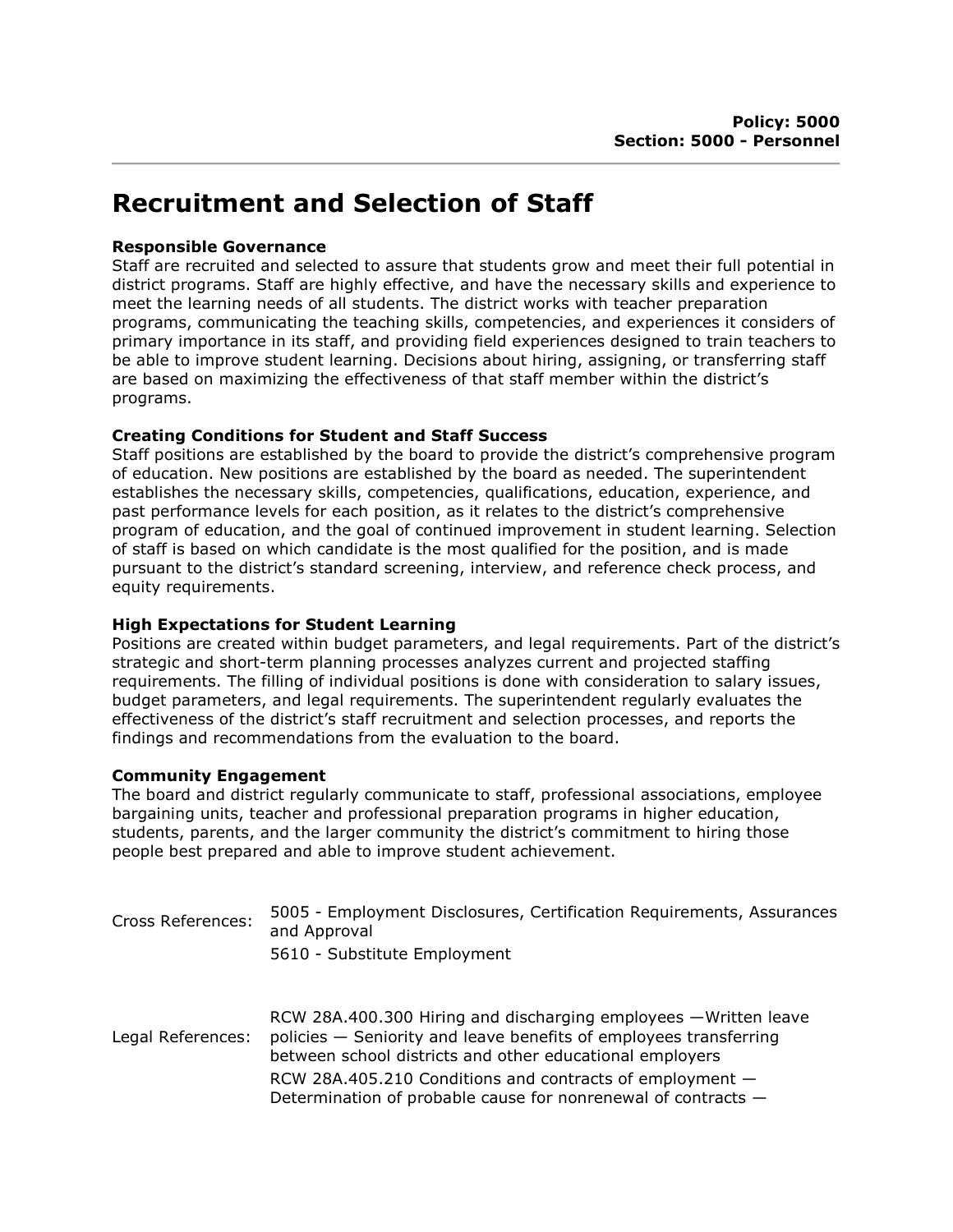**Policy: 5000**
**Section: 5000 - Personnel**

# Recruitment and Selection of Staff

**Responsible Governance**
Staff are recruited and selected to assure that students grow and meet their full potential in district programs. Staff are highly effective, and have the necessary skills and experience to meet the learning needs of all students. The district works with teacher preparation programs, communicating the teaching skills, competencies, and experiences it considers of primary importance in its staff, and providing field experiences designed to train teachers to be able to improve student learning. Decisions about hiring, assigning, or transferring staff are based on maximizing the effectiveness of that staff member within the district's programs.

**Creating Conditions for Student and Staff Success**
Staff positions are established by the board to provide the district's comprehensive program of education. New positions are established by the board as needed. The superintendent establishes the necessary skills, competencies, qualifications, education, experience, and past performance levels for each position, as it relates to the district's comprehensive program of education, and the goal of continued improvement in student learning. Selection of staff is based on which candidate is the most qualified for the position, and is made pursuant to the district's standard screening, interview, and reference check process, and equity requirements.

**High Expectations for Student Learning**
Positions are created within budget parameters, and legal requirements. Part of the district's strategic and short-term planning processes analyzes current and projected staffing requirements. The filling of individual positions is done with consideration to salary issues, budget parameters, and legal requirements. The superintendent regularly evaluates the effectiveness of the district's staff recruitment and selection processes, and reports the findings and recommendations from the evaluation to the board.

**Community Engagement**
The board and district regularly communicate to staff, professional associations, employee bargaining units, teacher and professional preparation programs in higher education, students, parents, and the larger community the district's commitment to hiring those people best prepared and able to improve student achievement.

| | |
|---|---|
| Cross References: | 5005 - Employment Disclosures, Certification Requirements, Assurances and Approval |
| | 5610 - Substitute Employment |
| Legal References: | RCW 28A.400.300 Hiring and discharging employees —Written leave policies — Seniority and leave benefits of employees transferring between school districts and other educational employers |
| | RCW 28A.405.210 Conditions and contracts of employment — Determination of probable cause for nonrenewal of contracts — |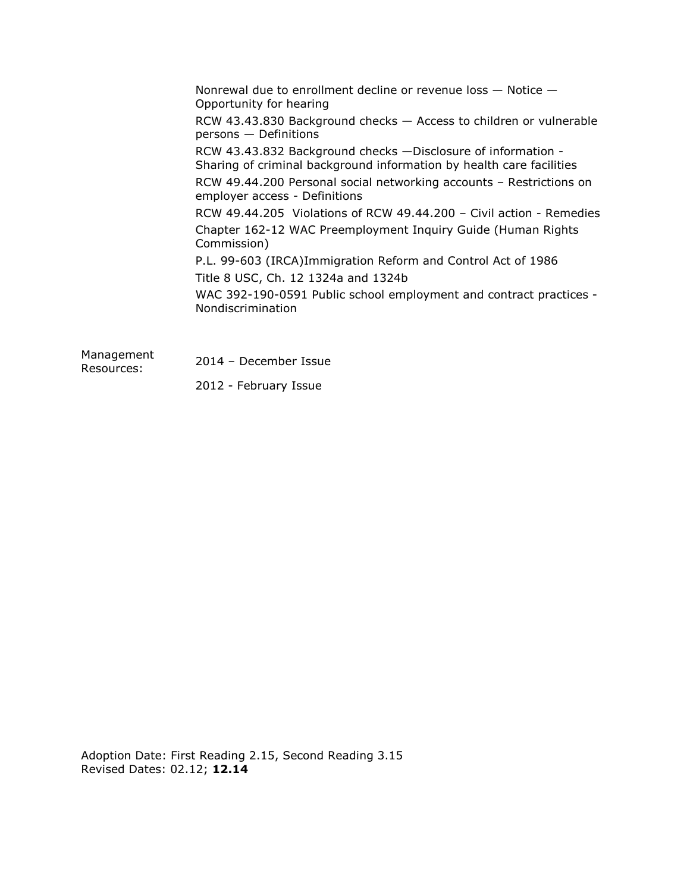Nonrewal due to enrollment decline or revenue loss — Notice — Opportunity for hearing

RCW 43.43.830 Background checks — Access to children or vulnerable persons — Definitions

RCW 43.43.832 Background checks —Disclosure of information - Sharing of criminal background information by health care facilities

RCW 49.44.200 Personal social networking accounts – Restrictions on employer access - Definitions

RCW 49.44.205 Violations of RCW 49.44.200 – Civil action - Remedies

Chapter 162-12 WAC Preemployment Inquiry Guide (Human Rights Commission)

P.L. 99-603 (IRCA)Immigration Reform and Control Act of 1986

Title 8 USC, Ch. 12 1324a and 1324b

WAC 392-190-0591 Public school employment and contract practices - Nondiscrimination

Management Resources:

2014 – December Issue

2012 - February Issue

Adoption Date: First Reading 2.15, Second Reading 3.15
Revised Dates: 02.12; **12.14**